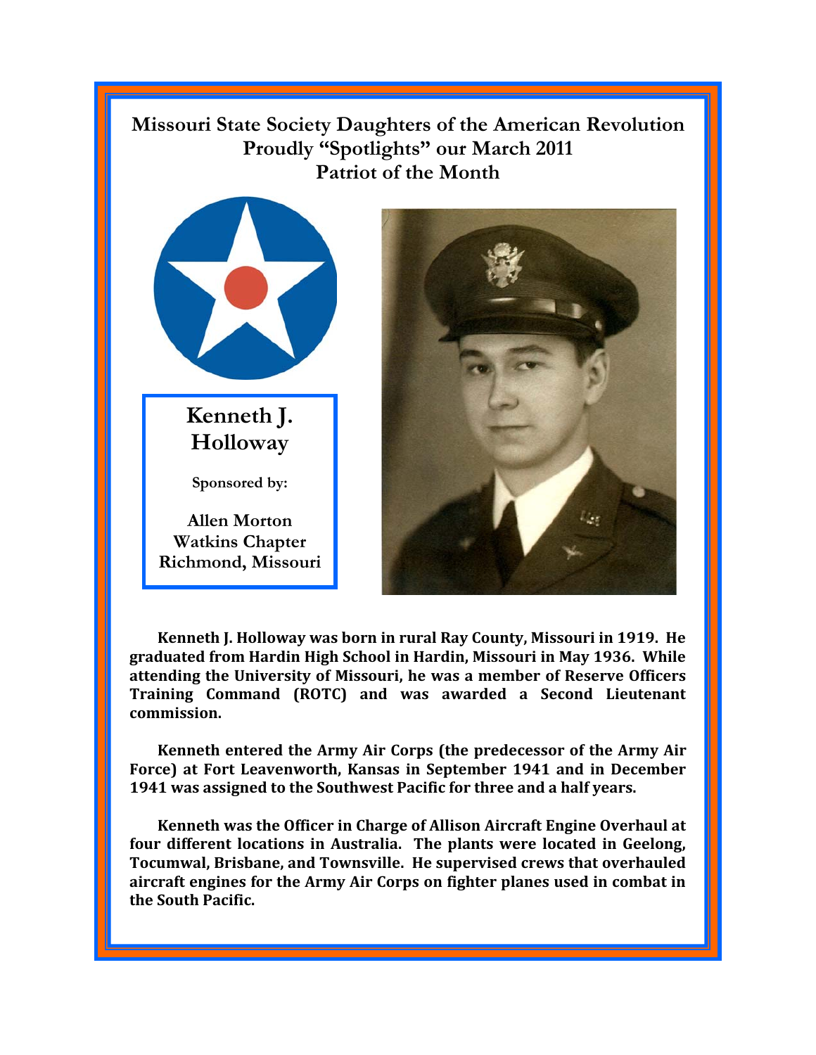# Missouri State Society Daughters of the American Revolution Proudly "Spotlights" our March 2011 Patriot of the Month

## Kenneth J. Holloway

**Sponsored by:**

**Allen Morton Watkins Chapter Richmond, Missouri**

**Kenneth J. Holloway was born in rural Ray County, Missouri in 1919. He graduated from Hardin High School in Hardin, Missouri in May 1936. While attending the University of Missouri, he was a member of Reserve Officers Training Command (ROTC) and was awarded a Second Lieutenant commission.**

**Kenneth entered the Army Air Corps (the predecessor of the Army Air Force) at Fort Leavenworth, Kansas in September 1941 and in December 1941 was assigned to the Southwest Pacific for three and a half years.**

**Kenneth was the Officer in Charge of Allison Aircraft Engine Overhaul at four different locations in Australia. The plants were located in Geelong, Tocumwal, Brisbane, and Townsville. He supervised crews that overhauled aircraft engines for the Army Air Corps on fighter planes used in combat in the South Pacific.**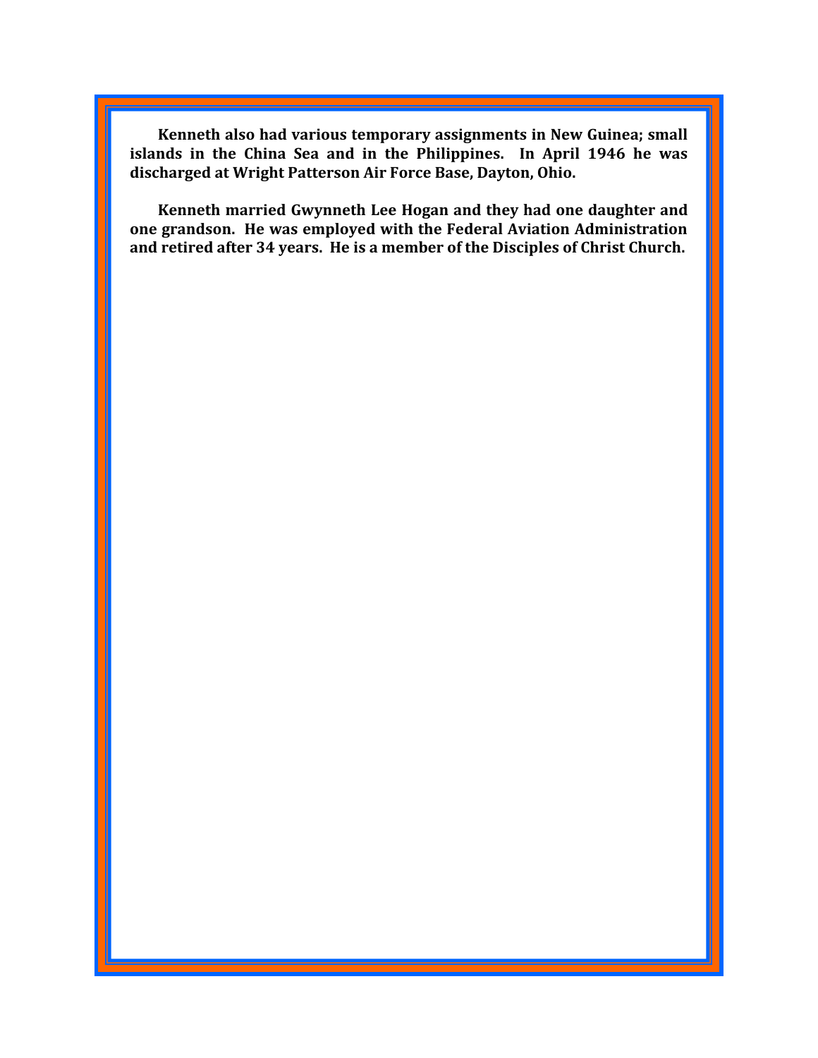**Kenneth also had various temporary assignments in New Guinea; small islands in the China Sea and in the Philippines. In April 1946 he was discharged at Wright Patterson Air Force Base, Dayton, Ohio.**

**Kenneth married Gwynneth Lee Hogan and they had one daughter and one grandson. He was employed with the Federal Aviation Administration and retired after 34 years. He is a member of the Disciples of Christ Church.**